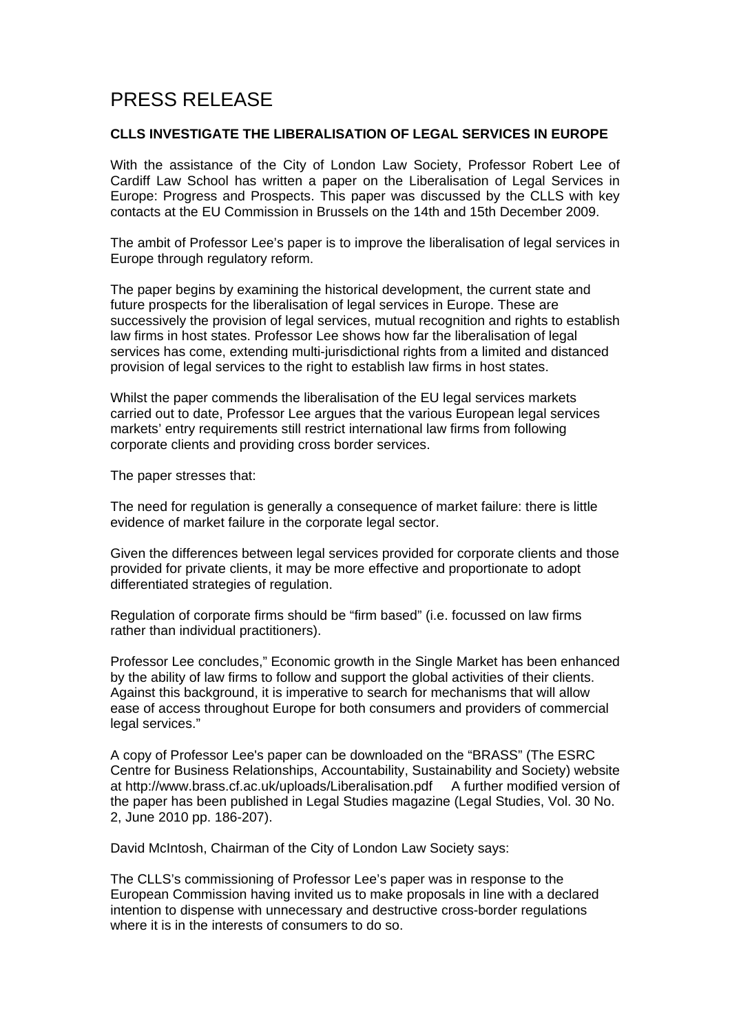# PRESS RELEASE

**CLLS INVESTIGATE THE LIBERALISATION OF LEGAL SERVICES IN EUROPE**

With the assistance of the City of London Law Society, Professor Robert Lee of Cardiff Law School has written a paper on the Liberalisation of Legal Services in Europe: Progress and Prospects. This paper was discussed by the CLLS with key contacts at the EU Commission in Brussels on the 14th and 15th December 2009.

The ambit of Professor Lee's paper is to improve the liberalisation of legal services in Europe through regulatory reform.

The paper begins by examining the historical development, the current state and future prospects for the liberalisation of legal services in Europe. These are successively the provision of legal services, mutual recognition and rights to establish law firms in host states. Professor Lee shows how far the liberalisation of legal services has come, extending multi-jurisdictional rights from a limited and distanced provision of legal services to the right to establish law firms in host states.

Whilst the paper commends the liberalisation of the EU legal services markets carried out to date, Professor Lee argues that the various European legal services markets' entry requirements still restrict international law firms from following corporate clients and providing cross border services.

The paper stresses that:

The need for regulation is generally a consequence of market failure: there is little evidence of market failure in the corporate legal sector.

Given the differences between legal services provided for corporate clients and those provided for private clients, it may be more effective and proportionate to adopt differentiated strategies of regulation.

Regulation of corporate firms should be "firm based" (i.e. focussed on law firms rather than individual practitioners).

Professor Lee concludes," Economic growth in the Single Market has been enhanced by the ability of law firms to follow and support the global activities of their clients. Against this background, it is imperative to search for mechanisms that will allow ease of access throughout Europe for both consumers and providers of commercial legal services."

A copy of Professor Lee's paper can be downloaded on the "BRASS" (The ESRC Centre for Business Relationships, Accountability, Sustainability and Society) website at http://www.brass.cf.ac.uk/uploads/Liberalisation.pdf A further modified version of the paper has been published in Legal Studies magazine (Legal Studies, Vol. 30 No. 2, June 2010 pp. 186-207).

David McIntosh, Chairman of the City of London Law Society says:

The CLLS's commissioning of Professor Lee's paper was in response to the European Commission having invited us to make proposals in line with a declared intention to dispense with unnecessary and destructive cross-border regulations where it is in the interests of consumers to do so.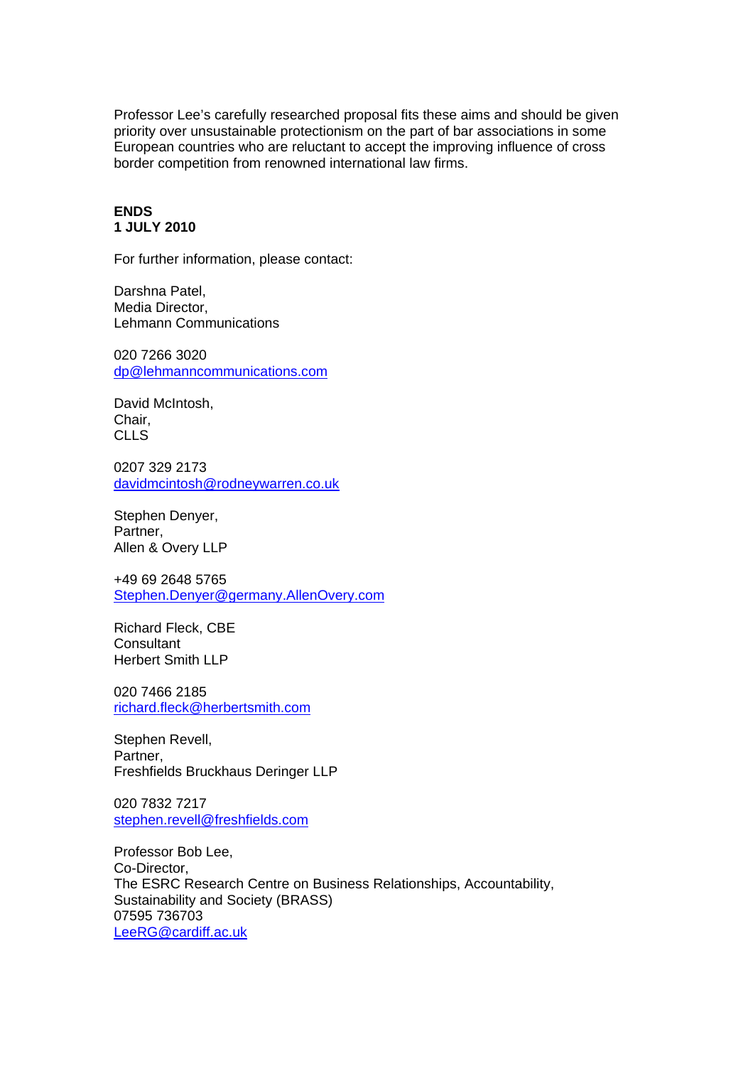Professor Lee's carefully researched proposal fits these aims and should be given priority over unsustainable protectionism on the part of bar associations in some European countries who are reluctant to accept the improving influence of cross border competition from renowned international law firms.

**ENDS**
**1 JULY 2010**

For further information, please contact:

Darshna Patel,
Media Director,
Lehmann Communications

020 7266 3020
dp@lehmanncommunications.com

David McIntosh,
Chair,
CLLS

0207 329 2173
davidmcintosh@rodneywarren.co.uk

Stephen Denyer,
Partner,
Allen & Overy LLP

+49 69 2648 5765
Stephen.Denyer@germany.AllenOvery.com

Richard Fleck, CBE
Consultant
Herbert Smith LLP

020 7466 2185
richard.fleck@herbertsmith.com

Stephen Revell,
Partner,
Freshfields Bruckhaus Deringer LLP

020 7832 7217
stephen.revell@freshfields.com

Professor Bob Lee,
Co-Director,
The ESRC Research Centre on Business Relationships, Accountability, Sustainability and Society (BRASS)
07595 736703
LeeRG@cardiff.ac.uk